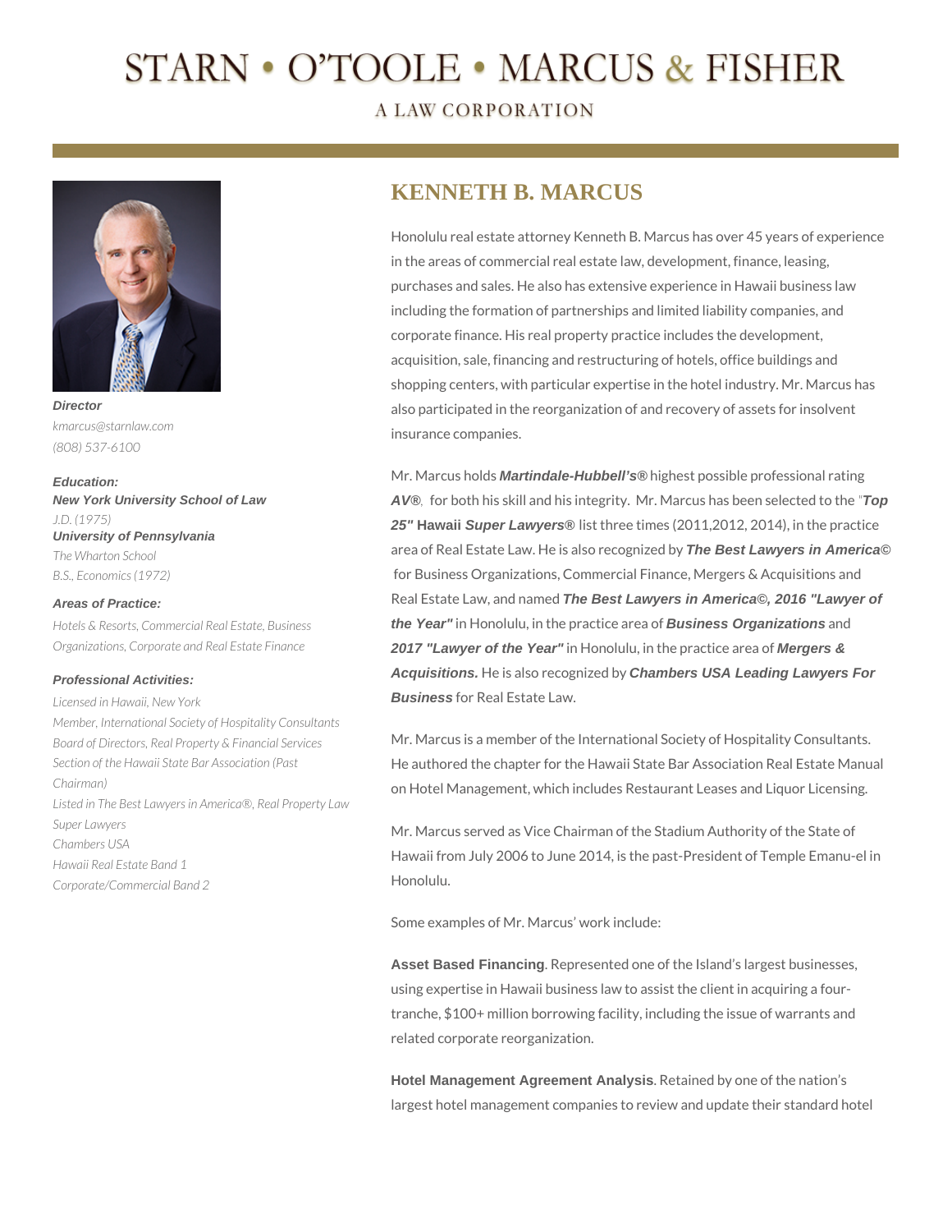# STARN • O'TOOLE • MARCUS & FISHER

A LAW CORPORATION

## KENNETH B. MARCUS

***Director***

*kmarcus@starnlaw.com*

*(808) 537-6100*

***Education:***

***New York University School of Law***
*J.D. (1975)*

***University of Pennsylvania***
*The Wharton School*
*B.S., Economics (1972)*

***Areas of Practice:***

*Hotels & Resorts, Commercial Real Estate, Business Organizations, Corporate and Real Estate Finance*

***Professional Activities:***

*Licensed in Hawaii, New York*
*Member, International Society of Hospitality Consultants*
*Board of Directors, Real Property & Financial Services Section of the Hawaii State Bar Association (Past Chairman)*
*Listed in The Best Lawyers in America®, Real Property Law*
*Super Lawyers*
*Chambers USA*
*Hawaii Real Estate Band 1*
*Corporate/Commercial Band 2*

Honolulu real estate attorney Kenneth B. Marcus has over 45 years of experience in the areas of commercial real estate law, development, finance, leasing, purchases and sales. He also has extensive experience in Hawaii business law including the formation of partnerships and limited liability companies, and corporate finance. His real property practice includes the development, acquisition, sale, financing and restructuring of hotels, office buildings and shopping centers, with particular expertise in the hotel industry. Mr. Marcus has also participated in the reorganization of and recovery of assets for insolvent insurance companies.

Mr. Marcus holds ***Martindale-Hubbell's®*** highest possible professional rating ***AV®***, for both his skill and his integrity. Mr. Marcus has been selected to the "***Top 25"*** **Hawaii** ***Super Lawyers®*** list three times (2011,2012, 2014), in the practice area of Real Estate Law. He is also recognized by ***The Best Lawyers in America©*** for Business Organizations, Commercial Finance, Mergers & Acquisitions and Real Estate Law, and named ***The Best Lawyers in America©, 2016 "Lawyer of the Year"*** in Honolulu, in the practice area of ***Business Organizations*** and ***2017 "Lawyer of the Year"*** in Honolulu, in the practice area of ***Mergers & Acquisitions.*** He is also recognized by ***Chambers USA Leading Lawyers For Business*** for Real Estate Law.

Mr. Marcus is a member of the International Society of Hospitality Consultants. He authored the chapter for the Hawaii State Bar Association Real Estate Manual on Hotel Management, which includes Restaurant Leases and Liquor Licensing.

Mr. Marcus served as Vice Chairman of the Stadium Authority of the State of Hawaii from July 2006 to June 2014, is the past-President of Temple Emanu-el in Honolulu.

Some examples of Mr. Marcus' work include:

**Asset Based Financing**. Represented one of the Island's largest businesses, using expertise in Hawaii business law to assist the client in acquiring a four-tranche, $100+ million borrowing facility, including the issue of warrants and related corporate reorganization.

**Hotel Management Agreement Analysis**. Retained by one of the nation's largest hotel management companies to review and update their standard hotel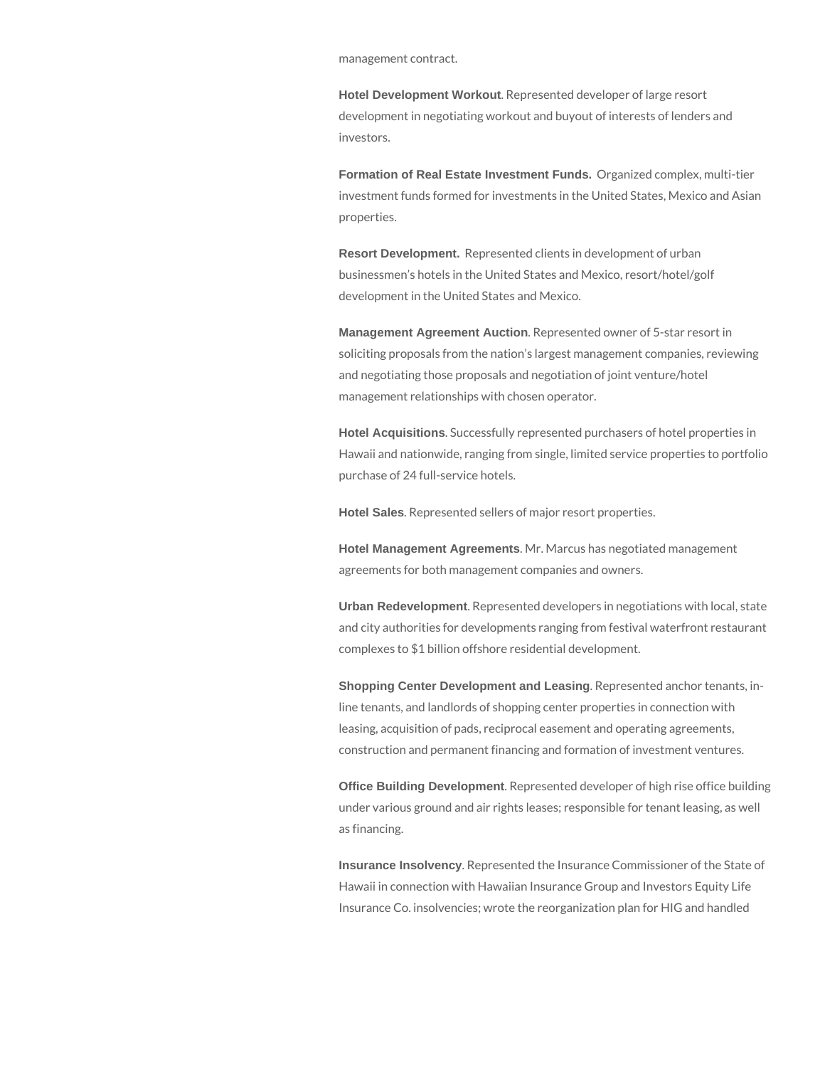management contract.

**Hotel Development Workout**. Represented developer of large resort development in negotiating workout and buyout of interests of lenders and investors.

**Formation of Real Estate Investment Funds.** Organized complex, multi-tier investment funds formed for investments in the United States, Mexico and Asian properties.

**Resort Development.** Represented clients in development of urban businessmen's hotels in the United States and Mexico, resort/hotel/golf development in the United States and Mexico.

**Management Agreement Auction**. Represented owner of 5-star resort in soliciting proposals from the nation's largest management companies, reviewing and negotiating those proposals and negotiation of joint venture/hotel management relationships with chosen operator.

**Hotel Acquisitions**. Successfully represented purchasers of hotel properties in Hawaii and nationwide, ranging from single, limited service properties to portfolio purchase of 24 full-service hotels.

**Hotel Sales**. Represented sellers of major resort properties.

**Hotel Management Agreements**. Mr. Marcus has negotiated management agreements for both management companies and owners.

**Urban Redevelopment**. Represented developers in negotiations with local, state and city authorities for developments ranging from festival waterfront restaurant complexes to $1 billion offshore residential development.

**Shopping Center Development and Leasing**. Represented anchor tenants, in-line tenants, and landlords of shopping center properties in connection with leasing, acquisition of pads, reciprocal easement and operating agreements, construction and permanent financing and formation of investment ventures.

**Office Building Development**. Represented developer of high rise office building under various ground and air rights leases; responsible for tenant leasing, as well as financing.

**Insurance Insolvency**. Represented the Insurance Commissioner of the State of Hawaii in connection with Hawaiian Insurance Group and Investors Equity Life Insurance Co. insolvencies; wrote the reorganization plan for HIG and handled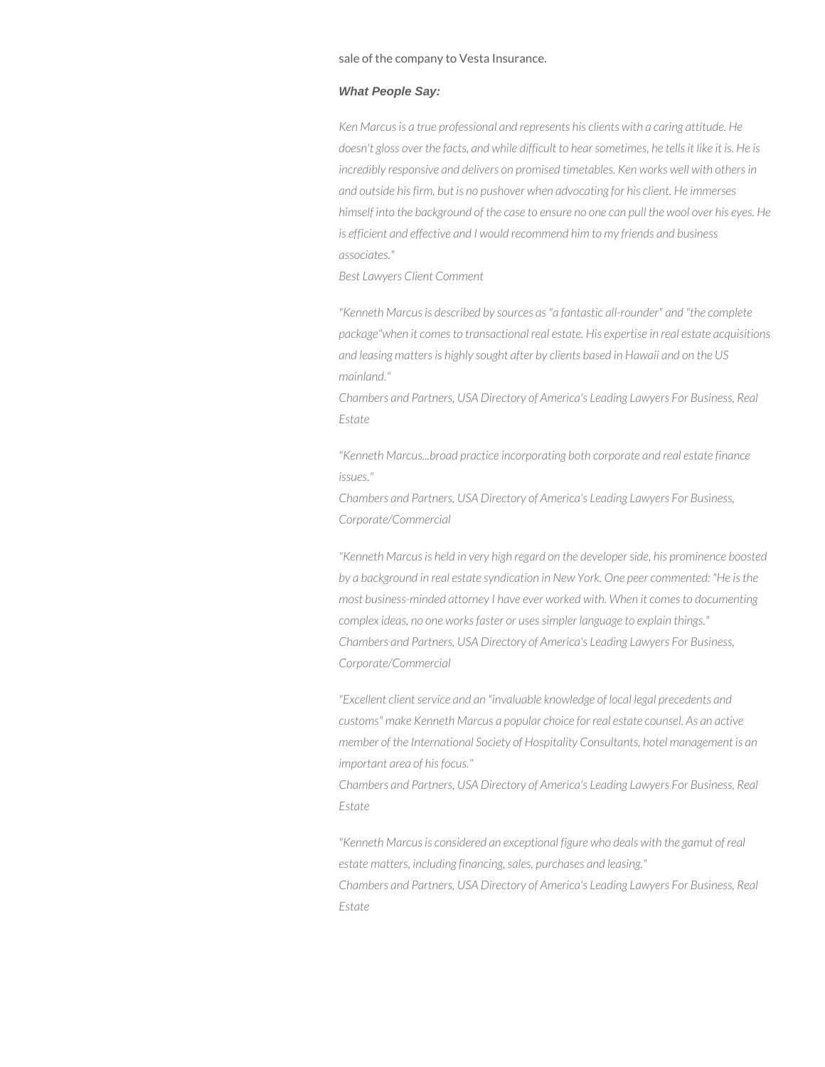sale of the company to Vesta Insurance.

***What People Say:***

*Ken Marcus is a true professional and represents his clients with a caring attitude. He doesn't gloss over the facts, and while difficult to hear sometimes, he tells it like it is. He is incredibly responsive and delivers on promised timetables. Ken works well with others in and outside his firm, but is no pushover when advocating for his client. He immerses himself into the background of the case to ensure no one can pull the wool over his eyes. He is efficient and effective and I would recommend him to my friends and business associates."*
*Best Lawyers Client Comment*

*"Kenneth Marcus is described by sources as "a fantastic all-rounder" and "the complete package"when it comes to transactional real estate. His expertise in real estate acquisitions and leasing matters is highly sought after by clients based in Hawaii and on the US mainland."*
*Chambers and Partners, USA Directory of America's Leading Lawyers For Business, Real Estate*

*"Kenneth Marcus...broad practice incorporating both corporate and real estate finance issues."*
*Chambers and Partners, USA Directory of America's Leading Lawyers For Business, Corporate/Commercial*

*"Kenneth Marcus is held in very high regard on the developer side, his prominence boosted by a background in real estate syndication in New York. One peer commented: "He is the most business-minded attorney I have ever worked with. When it comes to documenting complex ideas, no one works faster or uses simpler language to explain things."*
*Chambers and Partners, USA Directory of America's Leading Lawyers For Business, Corporate/Commercial*

*"Excellent client service and an "invaluable knowledge of local legal precedents and customs" make Kenneth Marcus a popular choice for real estate counsel. As an active member of the International Society of Hospitality Consultants, hotel management is an important area of his focus."*
*Chambers and Partners, USA Directory of America's Leading Lawyers For Business, Real Estate*

*"Kenneth Marcus is considered an exceptional figure who deals with the gamut of real estate matters, including financing, sales, purchases and leasing."*
*Chambers and Partners, USA Directory of America's Leading Lawyers For Business, Real Estate*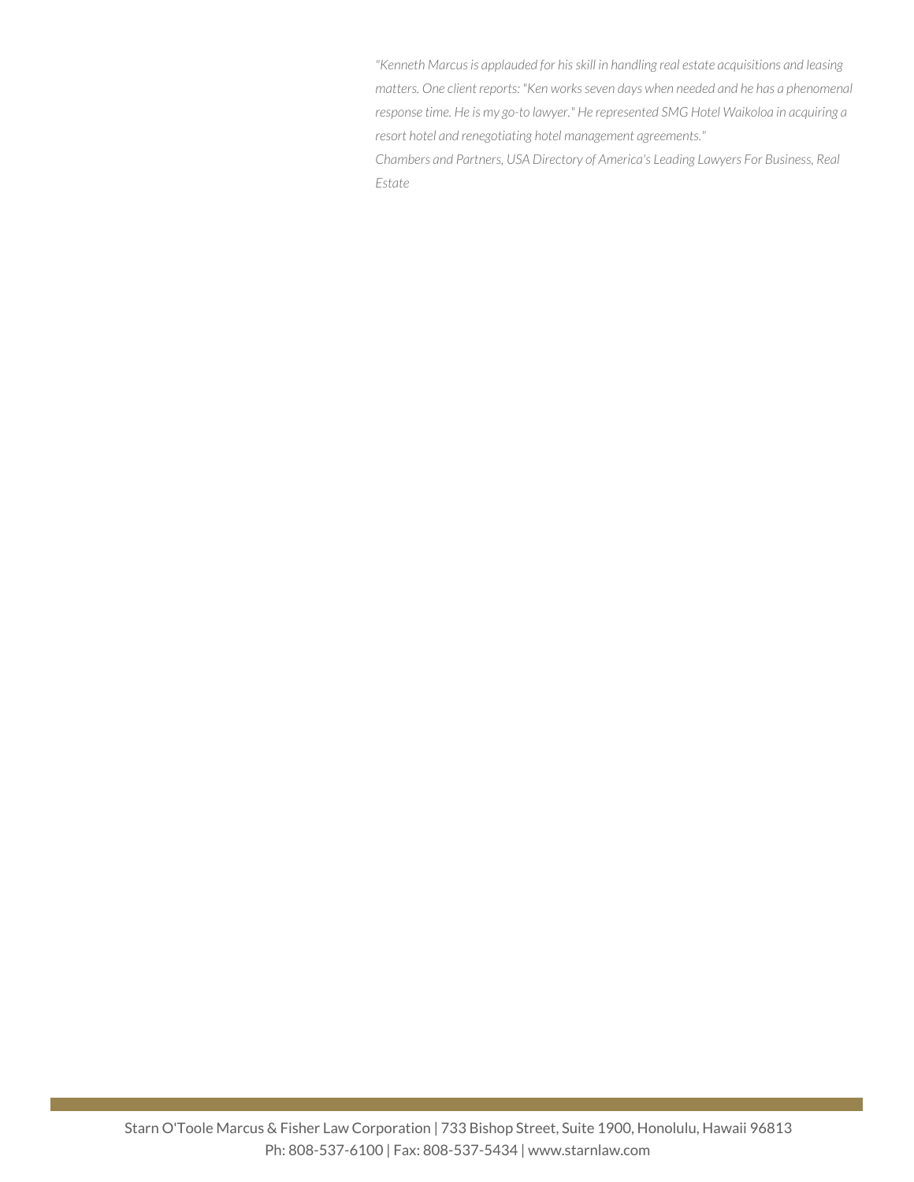*"Kenneth Marcus is applauded for his skill in handling real estate acquisitions and leasing matters. One client reports: "Ken works seven days when needed and he has a phenomenal response time. He is my go-to lawyer." He represented SMG Hotel Waikoloa in acquiring a resort hotel and renegotiating hotel management agreements."*

*Chambers and Partners, USA Directory of America's Leading Lawyers For Business, Real Estate*